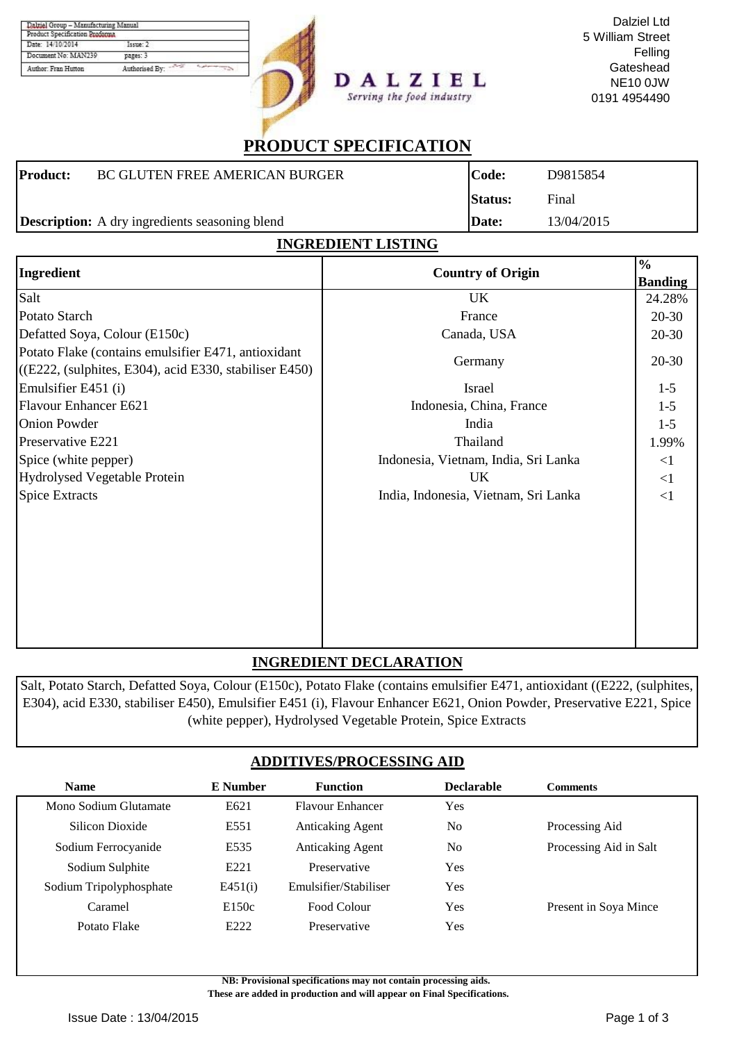| Dalziel Group – Manufacturing Manual | |
|---|---|
| Product Specification Proforma | |
| Date: 14/10/2014 | Issue: 2 |
| Document No: MAN239 | pages: 3 |
| Author: Fran Hutton | Authorised By: |

**DALZIEL**
*Serving the food industry*

Dalziel Ltd
5 William Street
Felling
Gateshead
NE10 0JW
0191 4954490

# PRODUCT SPECIFICATION

| | | | |
|---|---|---|---|
| **Product:** | BC GLUTEN FREE AMERICAN BURGER | **Code:** | D9815854 |
| | | **Status:** | Final |
| **Description:** | A dry ingredients seasoning blend | **Date:** | 13/04/2015 |

## INGREDIENT LISTING

| Ingredient | Country of Origin | % Banding |
|---|---|---|
| Salt | UK | 24.28% |
| Potato Starch | France | 20-30 |
| Defatted Soya, Colour (E150c) | Canada, USA | 20-30 |
| Potato Flake (contains emulsifier E471, antioxidant ((E222, (sulphites, E304), acid E330, stabiliser E450) | Germany | 20-30 |
| Emulsifier E451 (i) | Israel | 1-5 |
| Flavour Enhancer E621 | Indonesia, China, France | 1-5 |
| Onion Powder | India | 1-5 |
| Preservative E221 | Thailand | 1.99% |
| Spice (white pepper) | Indonesia, Vietnam, India, Sri Lanka | <1 |
| Hydrolysed Vegetable Protein | UK | <1 |
| Spice Extracts | India, Indonesia, Vietnam, Sri Lanka | <1 |

## INGREDIENT DECLARATION

Salt, Potato Starch, Defatted Soya, Colour (E150c), Potato Flake (contains emulsifier E471, antioxidant ((E222, (sulphites, E304), acid E330, stabiliser E450), Emulsifier E451 (i), Flavour Enhancer E621, Onion Powder, Preservative E221, Spice (white pepper), Hydrolysed Vegetable Protein, Spice Extracts

## ADDITIVES/PROCESSING AID

| Name | E Number | Function | Declarable | Comments |
|---|---|---|---|---|
| Mono Sodium Glutamate | E621 | Flavour Enhancer | Yes | |
| Silicon Dioxide | E551 | Anticaking Agent | No | Processing Aid |
| Sodium Ferrocyanide | E535 | Anticaking Agent | No | Processing Aid in Salt |
| Sodium Sulphite | E221 | Preservative | Yes | |
| Sodium Tripolyphosphate | E451(i) | Emulsifier/Stabiliser | Yes | |
| Caramel | E150c | Food Colour | Yes | Present in Soya Mince |
| Potato Flake | E222 | Preservative | Yes | |

**NB: Provisional specifications may not contain processing aids.**
**These are added in production and will appear on Final Specifications.**

Issue Date : 13/04/2015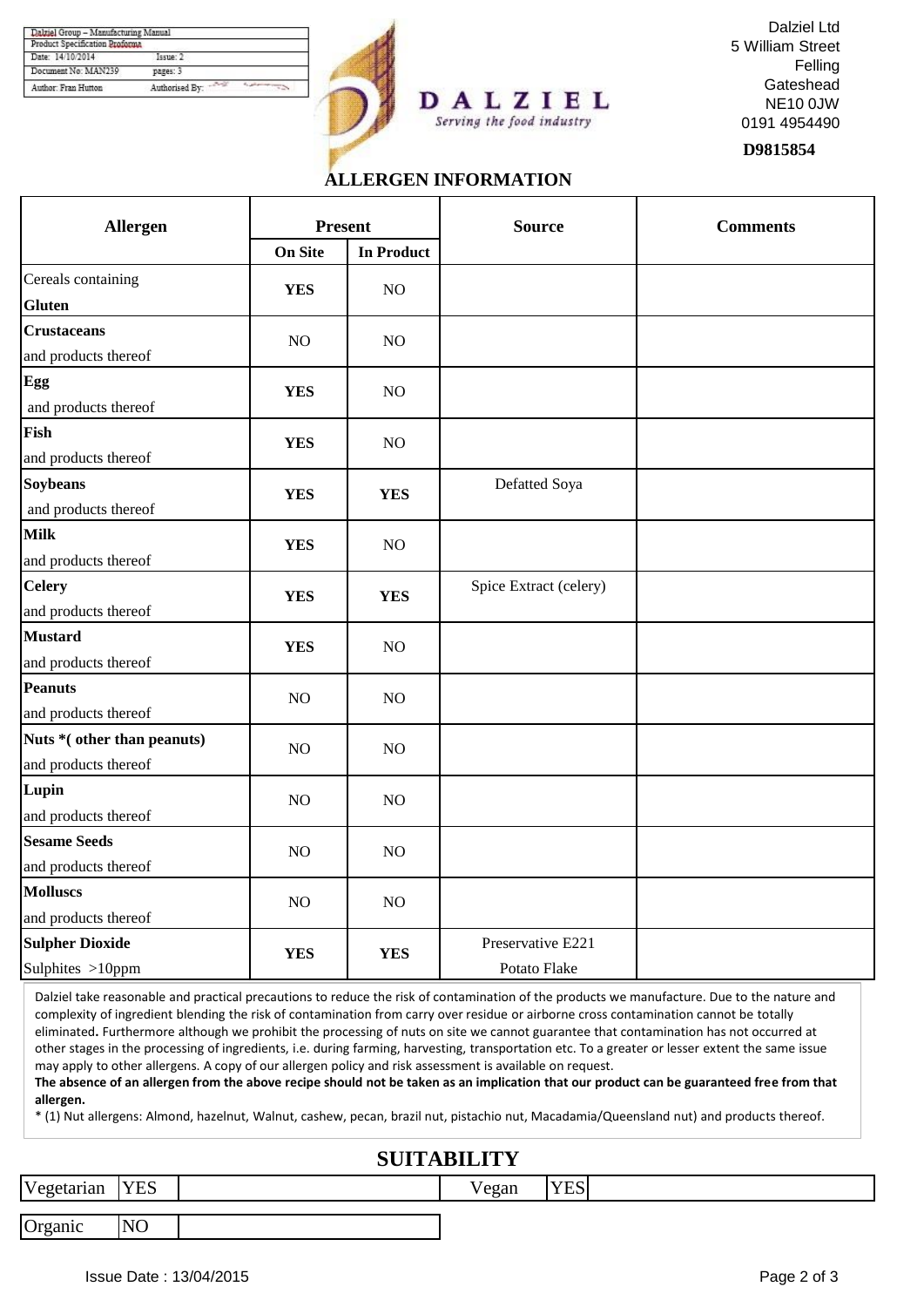| Dalziel Group – Manufacturing Manual | |
| --- | --- |
| Product Specification Proforma | |
| Date: 14/10/2014 | Issue: 2 |
| Document No: MAN239 | pages: 3 |
| Author: Fran Hutton | Authorised By: |

**DALZIEL**
*Serving the food industry*

Dalziel Ltd
5 William Street
Felling
Gateshead
NE10 0JW
0191 4954490

**D9815854**

## ALLERGEN INFORMATION

| Allergen | Present | | Source | Comments |
| --- | --- | --- | --- | --- |
| | On Site | In Product | | |
| Cereals containing **Gluten** | **YES** | NO | | |
| **Crustaceans** and products thereof | NO | NO | | |
| **Egg** and products thereof | **YES** | NO | | |
| **Fish** and products thereof | **YES** | NO | | |
| **Soybeans** and products thereof | **YES** | **YES** | Defatted Soya | |
| **Milk** and products thereof | **YES** | NO | | |
| **Celery** and products thereof | **YES** | **YES** | Spice Extract (celery) | |
| **Mustard** and products thereof | **YES** | NO | | |
| **Peanuts** and products thereof | NO | NO | | |
| **Nuts *( other than peanuts)** and products thereof | NO | NO | | |
| **Lupin** and products thereof | NO | NO | | |
| **Sesame Seeds** and products thereof | NO | NO | | |
| **Molluscs** and products thereof | NO | NO | | |
| **Sulpher Dioxide** Sulphites >10ppm | **YES** | **YES** | Preservative E221 Potato Flake | |

Dalziel take reasonable and practical precautions to reduce the risk of contamination of the products we manufacture. Due to the nature and complexity of ingredient blending the risk of contamination from carry over residue or airborne cross contamination cannot be totally eliminated**.** Furthermore although we prohibit the processing of nuts on site we cannot guarantee that contamination has not occurred at other stages in the processing of ingredients, i.e. during farming, harvesting, transportation etc. To a greater or lesser extent the same issue may apply to other allergens. A copy of our allergen policy and risk assessment is available on request.
**The absence of an allergen from the above recipe should not be taken as an implication that our product can be guaranteed free from that allergen.**
* (1) Nut allergens: Almond, hazelnut, Walnut, cashew, pecan, brazil nut, pistachio nut, Macadamia/Queensland nut) and products thereof.

## SUITABILITY

| Vegetarian | YES | | Vegan | YES | |
| --- | --- | --- | --- | --- | --- |
| Organic | NO | | | | |

Issue Date : 13/04/2015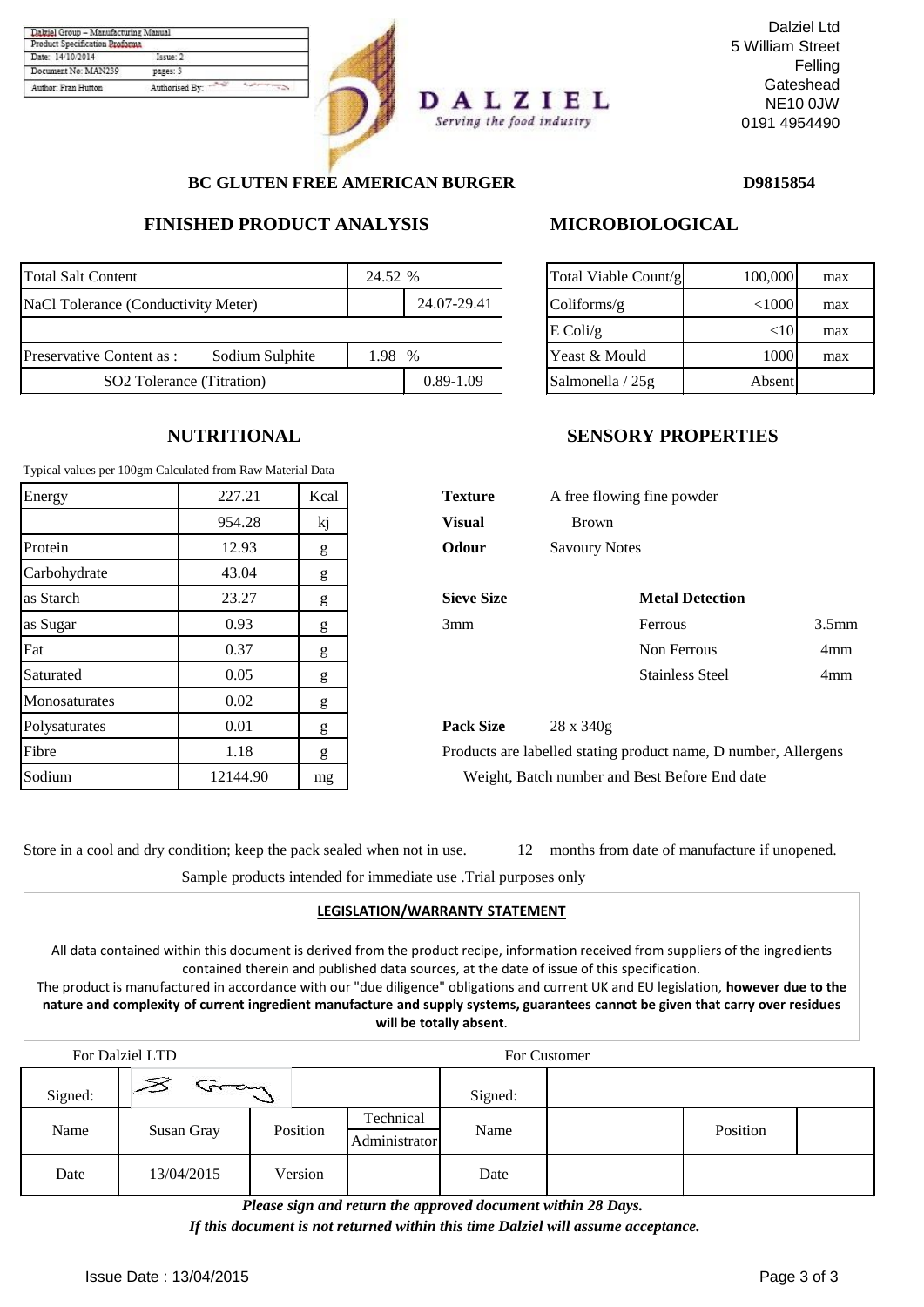| | |
|---|---|
| Dalziel Group – Manufacturing Manual | |
| Product Specification Proforma | |
| Date: 14/10/2014 | Issue: 2 |
| Document No: MAN239 | pages: 3 |
| Author: Fran Hutton | Authorised By: |

DALZIEL
*Serving the food industry*

Dalziel Ltd
5 William Street
Felling
Gateshead
NE10 0JW
0191 4954490

## BC GLUTEN FREE AMERICAN BURGER

**D9815854**

### FINISHED PRODUCT ANALYSIS

| | | |
|---|---|---|
| Total Salt Content | 24.52 % | |
| NaCl Tolerance (Conductivity Meter) | | 24.07-29.41 |
| | | |
| Preservative Content as : Sodium Sulphite | 1.98 % | |
| SO2 Tolerance (Titration) | | 0.89-1.09 |

### MICROBIOLOGICAL

| | | |
|---|---|---|
| Total Viable Count/g | 100,000 | max |
| Coliforms/g | <1000 | max |
| E Coli/g | <10 | max |
| Yeast & Mould | 1000 | max |
| Salmonella / 25g | Absent | |

### NUTRITIONAL

Typical values per 100gm Calculated from Raw Material Data

| | | |
|---|---|---|
| Energy | 227.21 | Kcal |
| | 954.28 | kj |
| Protein | 12.93 | g |
| Carbohydrate | 43.04 | g |
| as Starch | 23.27 | g |
| as Sugar | 0.93 | g |
| Fat | 0.37 | g |
| Saturated | 0.05 | g |
| Monosaturates | 0.02 | g |
| Polysaturates | 0.01 | g |
| Fibre | 1.18 | g |
| Sodium | 12144.90 | mg |

### SENSORY PROPERTIES

**Texture** A free flowing fine powder

**Visual** Brown

**Odour** Savoury Notes

**Sieve Size**

3mm

**Metal Detection**

| | |
|---|---|
| Ferrous | 3.5mm |
| Non Ferrous | 4mm |
| Stainless Steel | 4mm |

**Pack Size** 28 x 340g

Products are labelled stating product name, D number, Allergens Weight, Batch number and Best Before End date

Store in a cool and dry condition; keep the pack sealed when not in use. 12 months from date of manufacture if unopened.

Sample products intended for immediate use .Trial purposes only

**LEGISLATION/WARRANTY STATEMENT**

All data contained within this document is derived from the product recipe, information received from suppliers of the ingredients contained therein and published data sources, at the date of issue of this specification.
The product is manufactured in accordance with our "due diligence" obligations and current UK and EU legislation, **however due to the nature and complexity of current ingredient manufacture and supply systems, guarantees cannot be given that carry over residues will be totally absent**.

| For Dalziel LTD | | | | For Customer | | | |
|---|---|---|---|---|---|---|---|
| Signed: | S Gray | | | Signed: | | | |
| Name | Susan Gray | Position | Technical Administrator | Name | | Position | |
| Date | 13/04/2015 | Version | | Date | | | |

***Please sign and return the approved document within 28 Days.***

***If this document is not returned within this time Dalziel will assume acceptance.***

Issue Date : 13/04/2015